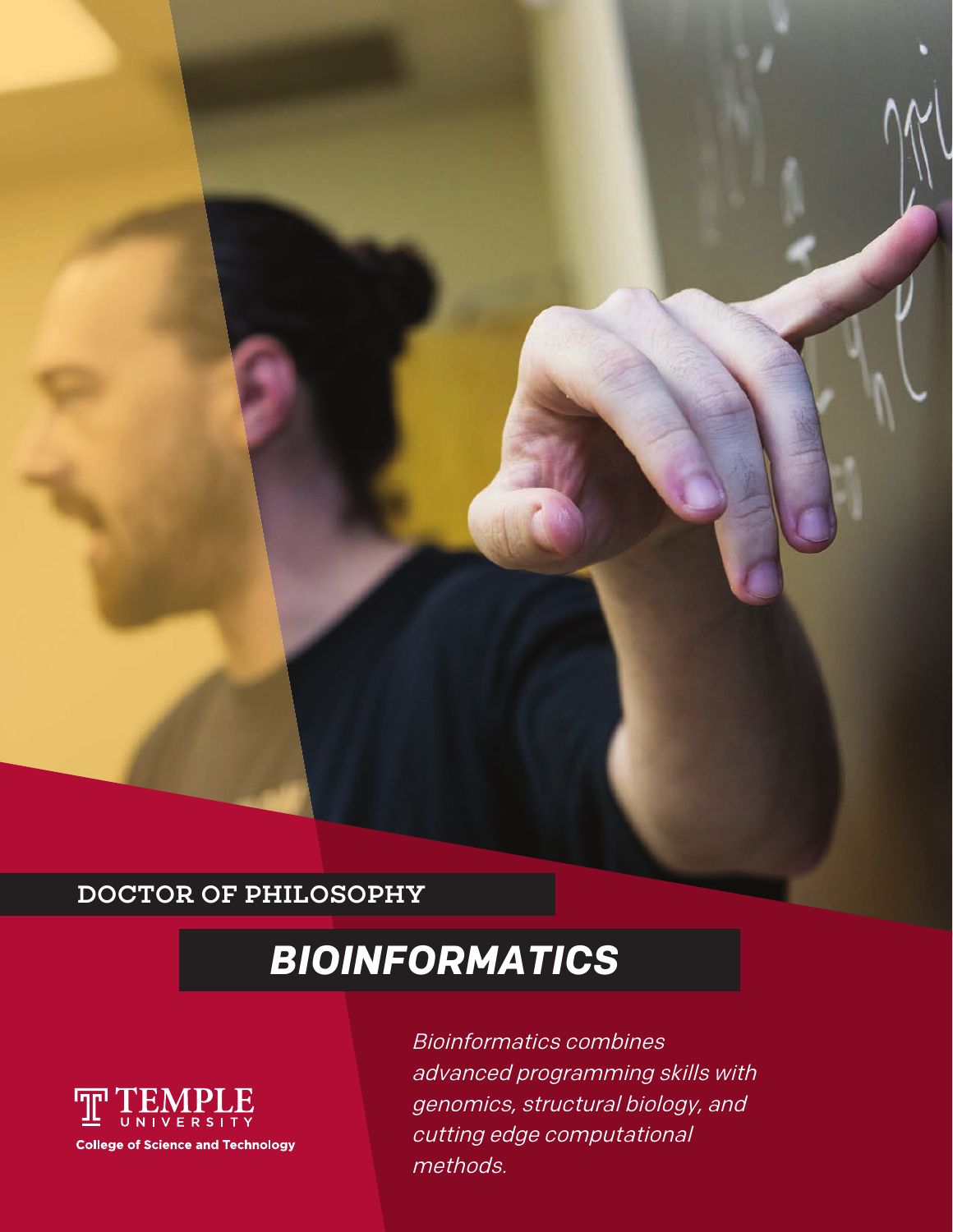DOCTOR OF PHILOSOPHY

# BIOINFORMATICS

TEMPLE UNIVERSITY
College of Science and Technology

*Bioinformatics combines advanced programming skills with genomics, structural biology, and cutting edge computational methods.*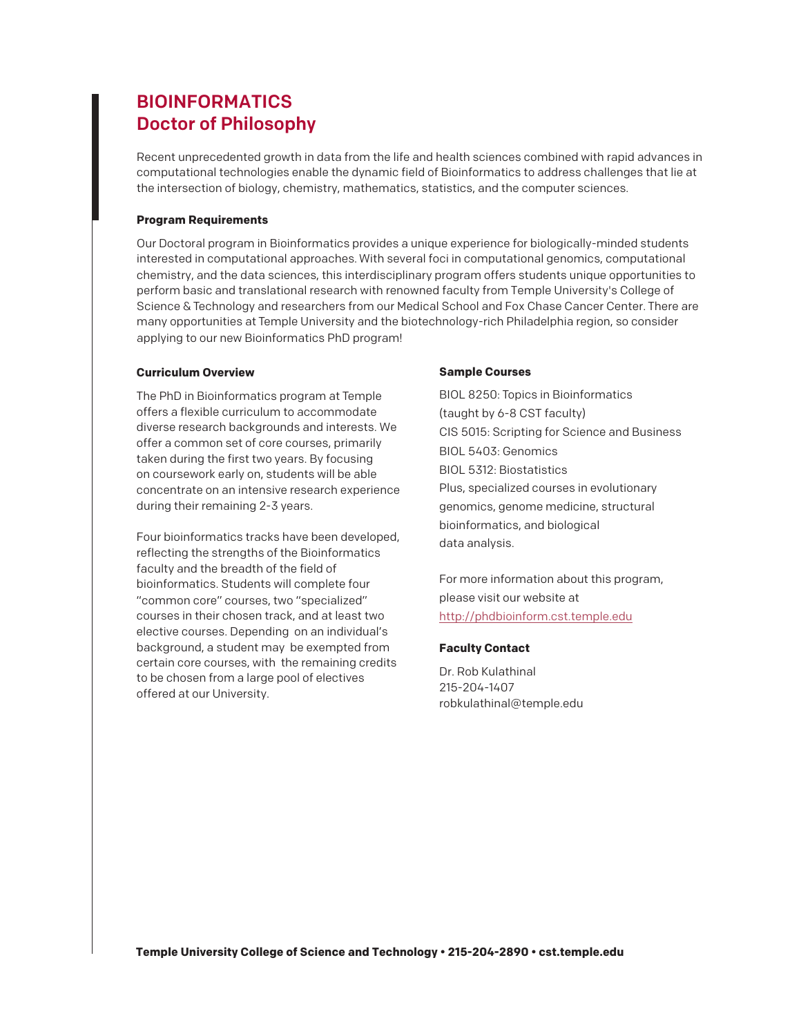# BIOINFORMATICS
## Doctor of Philosophy

Recent unprecedented growth in data from the life and health sciences combined with rapid advances in computational technologies enable the dynamic field of Bioinformatics to address challenges that lie at the intersection of biology, chemistry, mathematics, statistics, and the computer sciences.

**Program Requirements**

Our Doctoral program in Bioinformatics provides a unique experience for biologically-minded students interested in computational approaches. With several foci in computational genomics, computational chemistry, and the data sciences, this interdisciplinary program offers students unique opportunities to perform basic and translational research with renowned faculty from Temple University's College of Science & Technology and researchers from our Medical School and Fox Chase Cancer Center. There are many opportunities at Temple University and the biotechnology-rich Philadelphia region, so consider applying to our new Bioinformatics PhD program!

**Curriculum Overview**

The PhD in Bioinformatics program at Temple offers a flexible curriculum to accommodate diverse research backgrounds and interests. We offer a common set of core courses, primarily taken during the first two years. By focusing on coursework early on, students will be able concentrate on an intensive research experience during their remaining 2-3 years.

Four bioinformatics tracks have been developed, reflecting the strengths of the Bioinformatics faculty and the breadth of the field of bioinformatics. Students will complete four "common core" courses, two "specialized" courses in their chosen track, and at least two elective courses. Depending on an individual's background, a student may be exempted from certain core courses, with the remaining credits to be chosen from a large pool of electives offered at our University.

**Sample Courses**

BIOL 8250: Topics in Bioinformatics (taught by 6-8 CST faculty)
CIS 5015: Scripting for Science and Business
BIOL 5403: Genomics
BIOL 5312: Biostatistics
Plus, specialized courses in evolutionary genomics, genome medicine, structural bioinformatics, and biological data analysis.

For more information about this program, please visit our website at http://phdbioinform.cst.temple.edu

**Faculty Contact**

Dr. Rob Kulathinal
215-204-1407
robkulathinal@temple.edu

**Temple University College of Science and Technology • 215-204-2890 • cst.temple.edu**